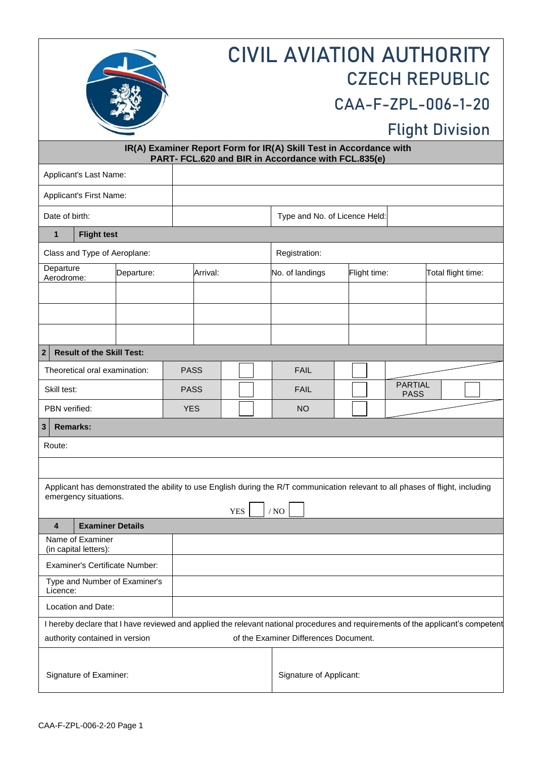# CIVIL AVIATION AUTHORITY

## CZECH REPUBLIC

## CAA-F-ZPL-006-1-20

## Flight Division

**IR(A) Examiner Report Form for IR(A) Skill Test in Accordance with PART- FCL.620 and BIR in Accordance with FCL.835(e)**

| | | | |
|---|---|---|---|
| Applicant's Last Name: | | | |
| Applicant's First Name: | | | |
| Date of birth: | | Type and No. of Licence Held: | |

### 1 Flight test

| Class and Type of Aeroplane: | | | Registration: | | |
|---|---|---|---|---|---|
| Departure Aerodrome: | Departure: | Arrival: | No. of landings | Flight time: | Total flight time: |
| | | | | | |
| | | | | | |
| | | | | | |

### 2 Result of the Skill Test:

| | | | | | | |
|---|---|---|---|---|---|---|
| Theoretical oral examination: | PASS | ☐ | FAIL | ☐ | | |
| Skill test: | PASS | ☐ | FAIL | ☐ | PARTIAL PASS | ☐ |
| PBN verified: | YES | ☐ | NO | ☐ | | |

### 3 Remarks:

Route:

Applicant has demonstrated the ability to use English during the R/T communication relevant to all phases of flight, including emergency situations.

YES ☐ / NO ☐

### 4 Examiner Details

| | |
|---|---|
| Name of Examiner (in capital letters): | |
| Examiner's Certificate Number: | |
| Type and Number of Examiner's Licence: | |
| Location and Date: | |

I hereby declare that I have reviewed and applied the relevant national procedures and requirements of the applicant's competent authority contained in version of the Examiner Differences Document.

| | |
|---|---|
| Signature of Examiner: | Signature of Applicant: |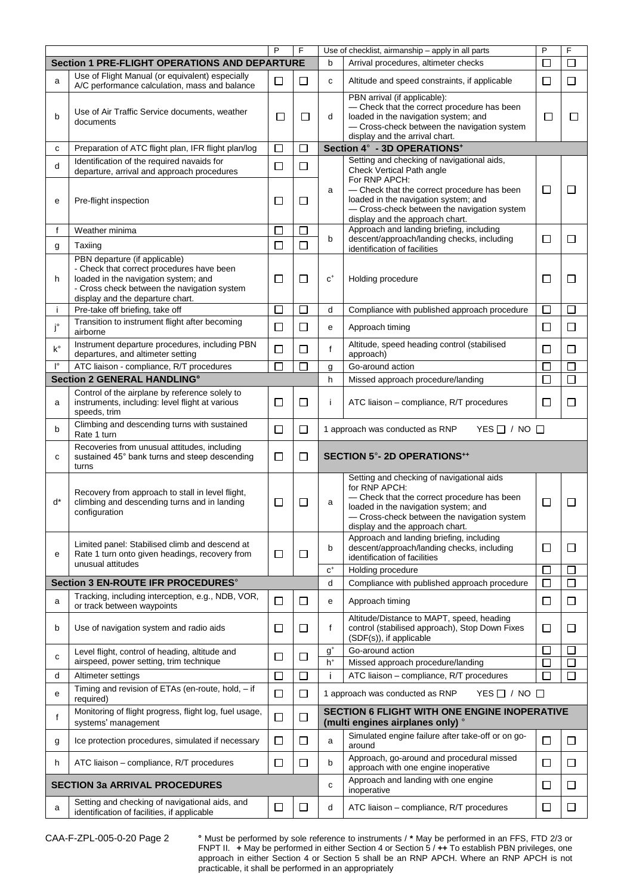| | | P | F |
|---|---|---|---|
| **Section 1 PRE-FLIGHT OPERATIONS AND DEPARTURE** | | | |
| a | Use of Flight Manual (or equivalent) especially A/C performance calculation, mass and balance | ☐ | ☐ |
| b | Use of Air Traffic Service documents, weather documents | ☐ | ☐ |
| c | Preparation of ATC flight plan, IFR flight plan/log | ☐ | ☐ |
| d | Identification of the required navaids for departure, arrival and approach procedures | ☐ | ☐ |
| e | Pre-flight inspection | ☐ | ☐ |
| f | Weather minima | ☐ | ☐ |
| g | Taxiing | ☐ | ☐ |
| h | PBN departure (if applicable)<br>- Check that correct procedures have been loaded in the navigation system; and<br>- Cross check between the navigation system display and the departure chart. | ☐ | ☐ |
| i | Pre-take off briefing, take off | ☐ | ☐ |
| j° | Transition to instrument flight after becoming airborne | ☐ | ☐ |
| k° | Instrument departure procedures, including PBN departures, and altimeter setting | ☐ | ☐ |
| l° | ATC liaison - compliance, R/T procedures | ☐ | ☐ |
| **Section 2 GENERAL HANDLING°** | | | |
| a | Control of the airplane by reference solely to instruments, including: level flight at various speeds, trim | ☐ | ☐ |
| b | Climbing and descending turns with sustained Rate 1 turn | ☐ | ☐ |
| c | Recoveries from unusual attitudes, including sustained 45° bank turns and steep descending turns | ☐ | ☐ |
| d* | Recovery from approach to stall in level flight, climbing and descending turns and in landing configuration | ☐ | ☐ |
| e | Limited panel: Stabilised climb and descend at Rate 1 turn onto given headings, recovery from unusual attitudes | ☐ | ☐ |
| **Section 3 EN-ROUTE IFR PROCEDURES°** | | | |
| a | Tracking, including interception, e.g., NDB, VOR, or track between waypoints | ☐ | ☐ |
| b | Use of navigation system and radio aids | ☐ | ☐ |
| c | Level flight, control of heading, altitude and airspeed, power setting, trim technique | ☐ | ☐ |
| d | Altimeter settings | ☐ | ☐ |
| e | Timing and revision of ETAs (en-route, hold, – if required) | ☐ | ☐ |
| f | Monitoring of flight progress, flight log, fuel usage, systems' management | ☐ | ☐ |
| g | Ice protection procedures, simulated if necessary | ☐ | ☐ |
| h | ATC liaison – compliance, R/T procedures | ☐ | ☐ |
| **SECTION 3a ARRIVAL PROCEDURES** | | | |
| a | Setting and checking of navigational aids, and identification of facilities, if applicable | ☐ | ☐ |

| | Use of checklist, airmanship – apply in all parts | P | F |
|---|---|---|---|
| b | Arrival procedures, altimeter checks | ☐ | ☐ |
| c | Altitude and speed constraints, if applicable | ☐ | ☐ |
| d | PBN arrival (if applicable):<br>— Check that the correct procedure has been loaded in the navigation system; and<br>— Cross-check between the navigation system display and the arrival chart. | ☐ | ☐ |
| **Section 4° - 3D OPERATIONS+** | | | |
| a | Setting and checking of navigational aids, Check Vertical Path angle<br>For RNP APCH:<br>— Check that the correct procedure has been loaded in the navigation system; and<br>— Cross-check between the navigation system display and the approach chart. | ☐ | ☐ |
| b | Approach and landing briefing, including descent/approach/landing checks, including identification of facilities | ☐ | ☐ |
| c+ | Holding procedure | ☐ | ☐ |
| d | Compliance with published approach procedure | ☐ | ☐ |
| e | Approach timing | ☐ | ☐ |
| f | Altitude, speed heading control (stabilised approach) | ☐ | ☐ |
| g | Go-around action | ☐ | ☐ |
| h | Missed approach procedure/landing | ☐ | ☐ |
| i | ATC liaison – compliance, R/T procedures | ☐ | ☐ |
| 1 approach was conducted as RNP YES ☐ / NO ☐ | | | |
| **SECTION 5°- 2D OPERATIONS++** | | | |
| a | Setting and checking of navigational aids<br>for RNP APCH:<br>— Check that the correct procedure has been loaded in the navigation system; and<br>— Cross-check between the navigation system display and the approach chart. | ☐ | ☐ |
| b | Approach and landing briefing, including descent/approach/landing checks, including identification of facilities | ☐ | ☐ |
| c+ | Holding procedure | ☐ | ☐ |
| d | Compliance with published approach procedure | ☐ | ☐ |
| e | Approach timing | ☐ | ☐ |
| f | Altitude/Distance to MAPT, speed, heading control (stabilised approach), Stop Down Fixes (SDF(s)), if applicable | ☐ | ☐ |
| g+ | Go-around action | ☐ | ☐ |
| h+ | Missed approach procedure/landing | ☐ | ☐ |
| i | ATC liaison – compliance, R/T procedures | ☐ | ☐ |
| 1 approach was conducted as RNP YES ☐ / NO ☐ | | | |
| **SECTION 6 FLIGHT WITH ONE ENGINE INOPERATIVE (multi engines airplanes only) °** | | | |
| a | Simulated engine failure after take-off or on go-around | ☐ | ☐ |
| b | Approach, go-around and procedural missed approach with one engine inoperative | ☐ | ☐ |
| c | Approach and landing with one engine inoperative | ☐ | ☐ |
| d | ATC liaison – compliance, R/T procedures | ☐ | ☐ |

CAA-F-ZPL-005-0-20 Page 2

**°** Must be performed by sole reference to instruments / **\*** May be performed in an FFS, FTD 2/3 or FNPT II. **+** May be performed in either Section 4 or Section 5 / **++** To establish PBN privileges, one approach in either Section 4 or Section 5 shall be an RNP APCH. Where an RNP APCH is not practicable, it shall be performed in an appropriately